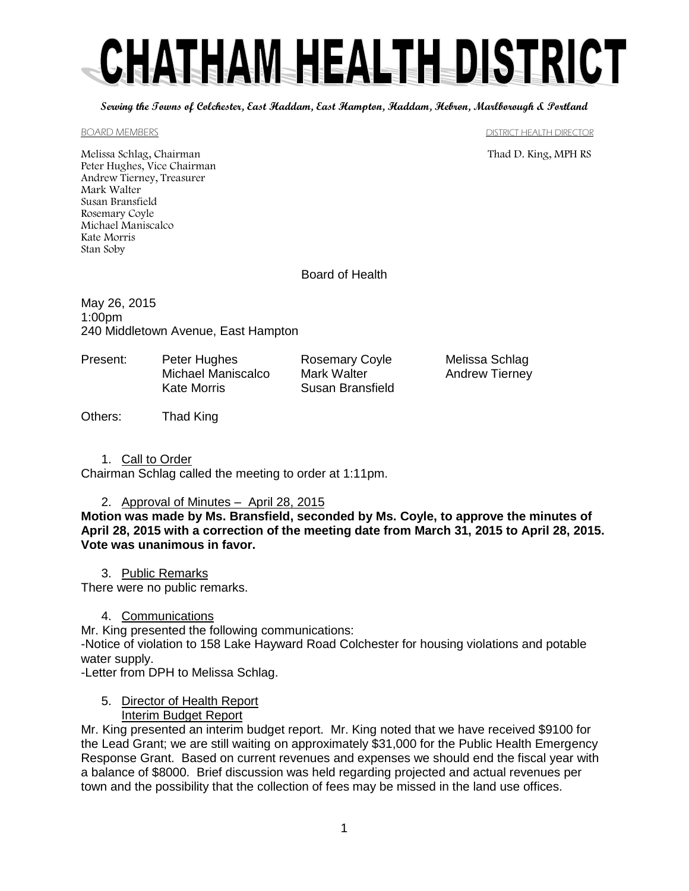# CHATHAM HEALTH DISTRICT

**_Serving the Towns of Colchester, East Haddam, East Hampton, Haddam, Hebron, Marlborough & Portland_**

BOARD MEMBERS

Melissa Schlag, Chairman
Peter Hughes, Vice Chairman
Andrew Tierney, Treasurer
Mark Walter
Susan Bransfield
Rosemary Coyle
Michael Maniscalco
Kate Morris
Stan Soby

DISTRICT HEALTH DIRECTOR

Thad D. King, MPH RS

## Board of Health

May 26, 2015
1:00pm
240 Middletown Avenue, East Hampton

| Present: | Peter Hughes | Rosemary Coyle | Melissa Schlag |
|---|---|---|---|
| | Michael Maniscalco | Mark Walter | Andrew Tierney |
| | Kate Morris | Susan Bransfield | |

Others: Thad King

1. Call to Order

Chairman Schlag called the meeting to order at 1:11pm.

2. Approval of Minutes – April 28, 2015

**Motion was made by Ms. Bransfield, seconded by Ms. Coyle, to approve the minutes of April 28, 2015 with a correction of the meeting date from March 31, 2015 to April 28, 2015. Vote was unanimous in favor.**

3. Public Remarks

There were no public remarks.

4. Communications

Mr. King presented the following communications:
-Notice of violation to 158 Lake Hayward Road Colchester for housing violations and potable water supply.
-Letter from DPH to Melissa Schlag.

5. Director of Health Report
   Interim Budget Report

Mr. King presented an interim budget report. Mr. King noted that we have received $9100 for the Lead Grant; we are still waiting on approximately $31,000 for the Public Health Emergency Response Grant. Based on current revenues and expenses we should end the fiscal year with a balance of $8000. Brief discussion was held regarding projected and actual revenues per town and the possibility that the collection of fees may be missed in the land use offices.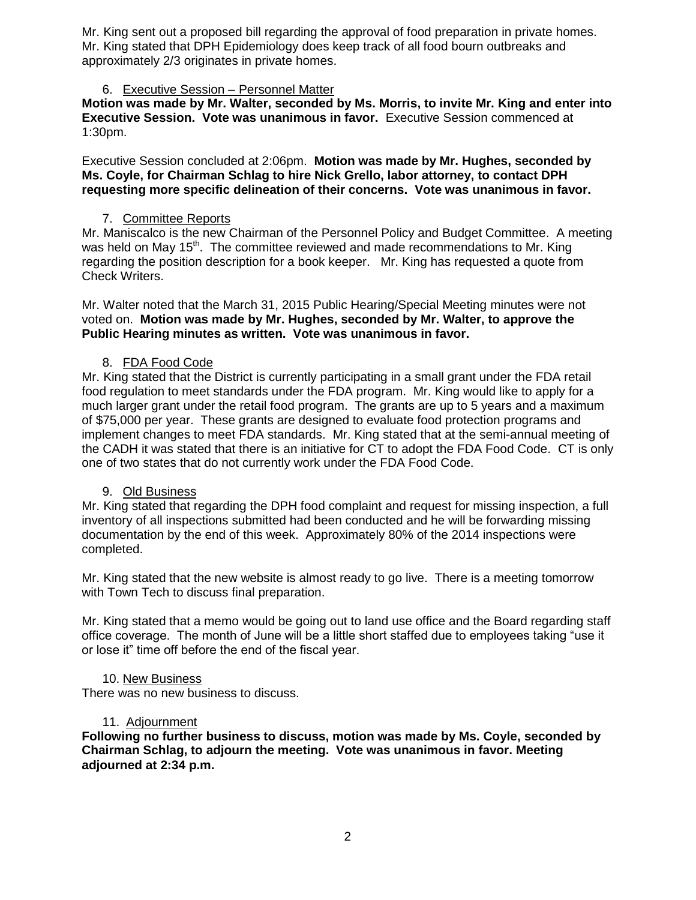Mr. King sent out a proposed bill regarding the approval of food preparation in private homes. Mr. King stated that DPH Epidemiology does keep track of all food bourn outbreaks and approximately 2/3 originates in private homes.

6. Executive Session – Personnel Matter

**Motion was made by Mr. Walter, seconded by Ms. Morris, to invite Mr. King and enter into Executive Session. Vote was unanimous in favor.** Executive Session commenced at 1:30pm.

Executive Session concluded at 2:06pm. **Motion was made by Mr. Hughes, seconded by Ms. Coyle, for Chairman Schlag to hire Nick Grello, labor attorney, to contact DPH requesting more specific delineation of their concerns. Vote was unanimous in favor.**

7. Committee Reports

Mr. Maniscalco is the new Chairman of the Personnel Policy and Budget Committee. A meeting was held on May 15th. The committee reviewed and made recommendations to Mr. King regarding the position description for a book keeper. Mr. King has requested a quote from Check Writers.

Mr. Walter noted that the March 31, 2015 Public Hearing/Special Meeting minutes were not voted on. **Motion was made by Mr. Hughes, seconded by Mr. Walter, to approve the Public Hearing minutes as written. Vote was unanimous in favor.**

8. FDA Food Code

Mr. King stated that the District is currently participating in a small grant under the FDA retail food regulation to meet standards under the FDA program. Mr. King would like to apply for a much larger grant under the retail food program. The grants are up to 5 years and a maximum of $75,000 per year. These grants are designed to evaluate food protection programs and implement changes to meet FDA standards. Mr. King stated that at the semi-annual meeting of the CADH it was stated that there is an initiative for CT to adopt the FDA Food Code. CT is only one of two states that do not currently work under the FDA Food Code.

9. Old Business

Mr. King stated that regarding the DPH food complaint and request for missing inspection, a full inventory of all inspections submitted had been conducted and he will be forwarding missing documentation by the end of this week. Approximately 80% of the 2014 inspections were completed.

Mr. King stated that the new website is almost ready to go live. There is a meeting tomorrow with Town Tech to discuss final preparation.

Mr. King stated that a memo would be going out to land use office and the Board regarding staff office coverage. The month of June will be a little short staffed due to employees taking "use it or lose it" time off before the end of the fiscal year.

10. New Business

There was no new business to discuss.

11. Adjournment

**Following no further business to discuss, motion was made by Ms. Coyle, seconded by Chairman Schlag, to adjourn the meeting. Vote was unanimous in favor. Meeting adjourned at 2:34 p.m.**